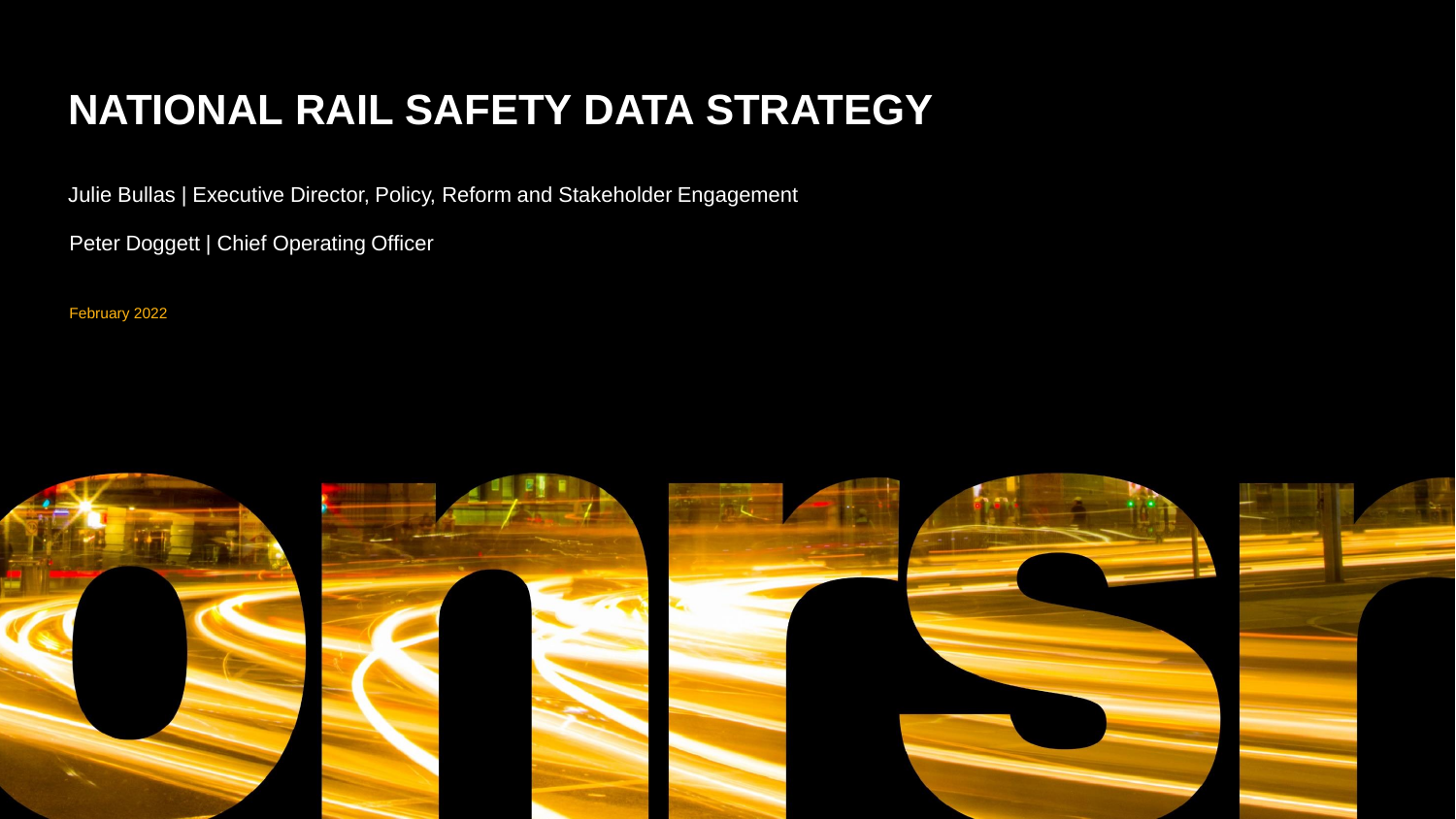# NATIONAL RAIL SAFETY DATA STRATEGY

Julie Bullas | Executive Director, Policy, Reform and Stakeholder Engagement

Peter Doggett | Chief Operating Officer

February 2022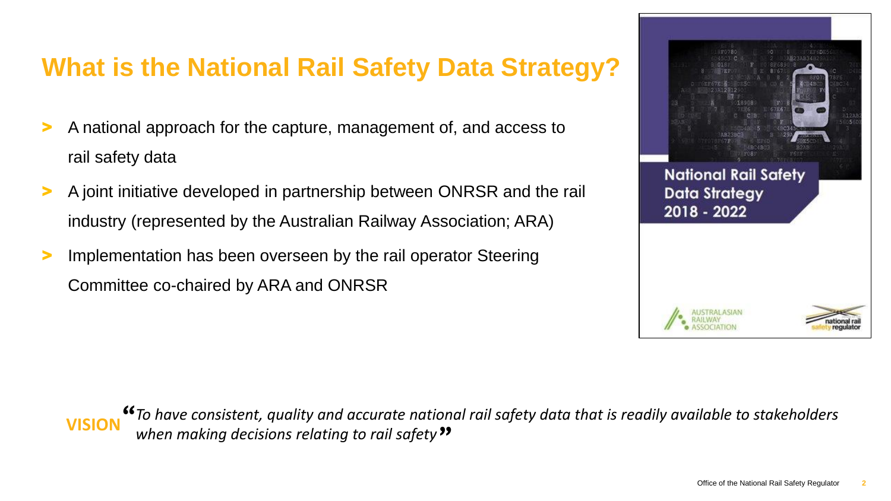# What is the National Rail Safety Data Strategy?

- A national approach for the capture, management of, and access to rail safety data
- A joint initiative developed in partnership between ONRSR and the rail industry (represented by the Australian Railway Association; ARA)
- Implementation has been overseen by the rail operator Steering Committee co-chaired by ARA and ONRSR

**VISION** *"To have consistent, quality and accurate national rail safety data that is readily available to stakeholders when making decisions relating to rail safety"*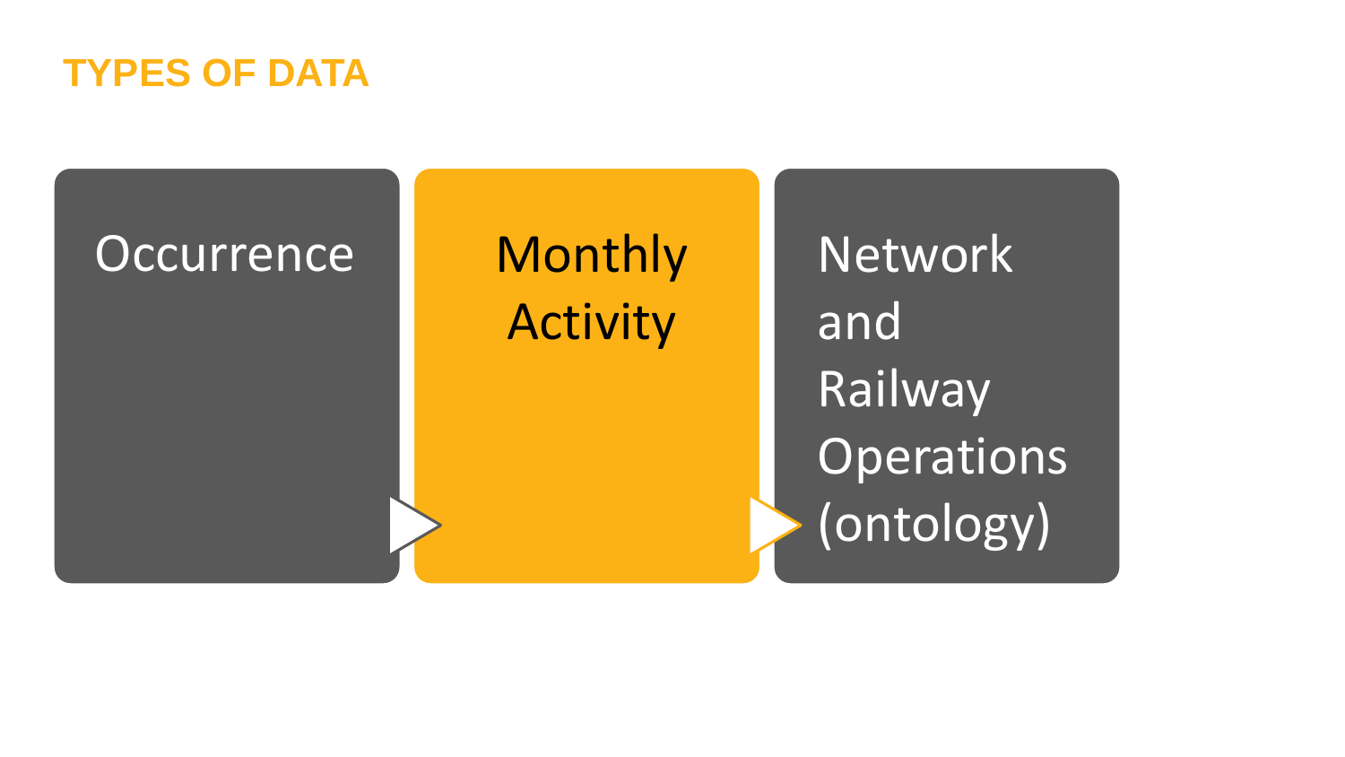# TYPES OF DATA

- Occurrence
- Monthly Activity
- Network and Railway Operations (ontology)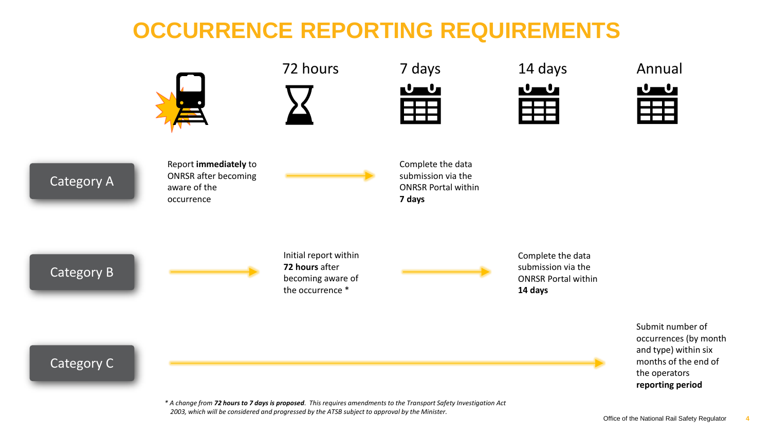# OCCURRENCE REPORTING REQUIREMENTS

| | Immediately | 72 hours | 7 days | 14 days | Annual |
|---|---|---|---|---|---|
| **Category A** | Report **immediately** to ONRSR after becoming aware of the occurrence | → | Complete the data submission via the ONRSR Portal within **7 days** | | |
| **Category B** | → | Initial report within **72 hours** after becoming aware of the occurrence * | → | Complete the data submission via the ONRSR Portal within **14 days** | |
| **Category C** | → | → | → | → | Submit number of occurrences (by month and type) within six months of the end of the operators **reporting period** |

*\* A change from **72 hours to 7 days is proposed**. This requires amendments to the Transport Safety Investigation Act 2003, which will be considered and progressed by the ATSB subject to approval by the Minister.*

Office of the National Rail Safety Regulator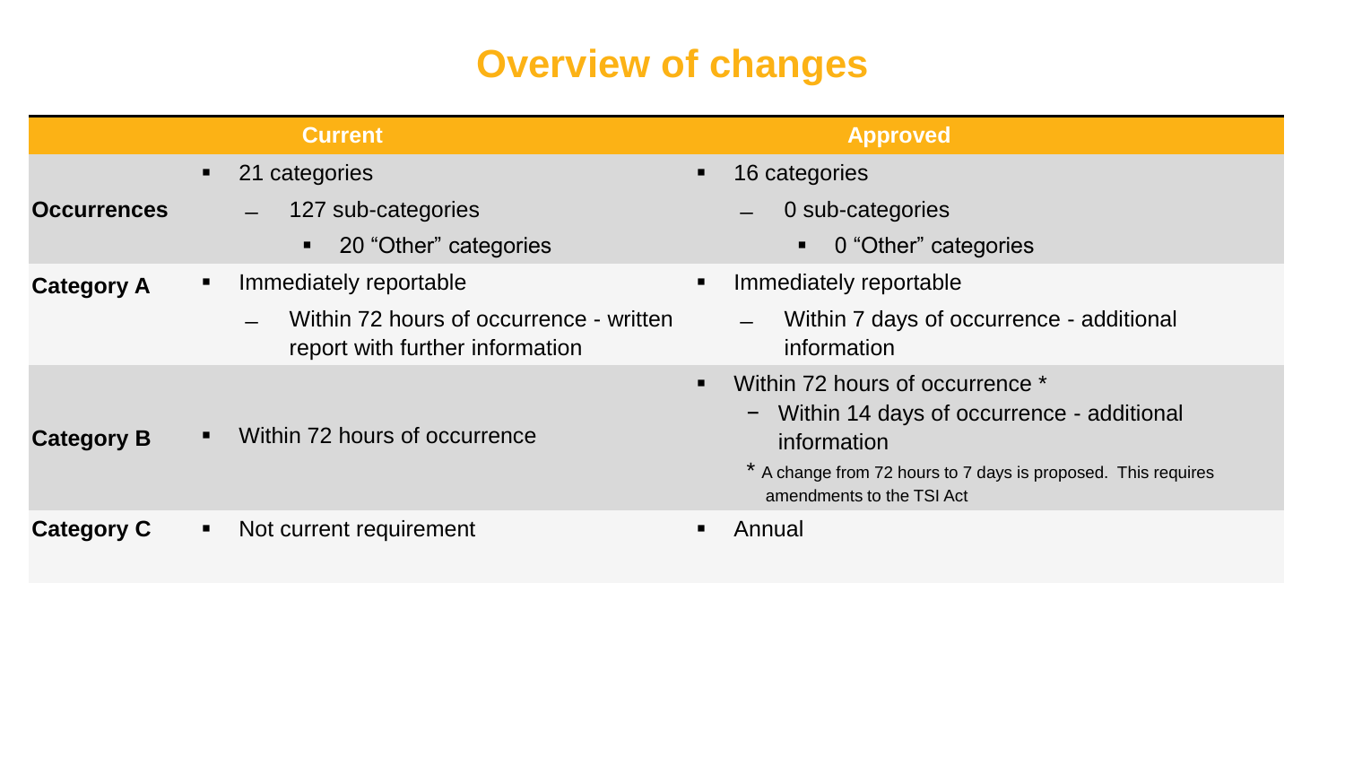# Overview of changes

| | Current | Approved |
|---|---|---|
| **Occurrences** | ▪ 21 categories<br>– 127 sub-categories<br>▪ 20 “Other” categories | ▪ 16 categories<br>– 0 sub-categories<br>▪ 0 “Other” categories |
| **Category A** | ▪ Immediately reportable<br>– Within 72 hours of occurrence - written report with further information | ▪ Immediately reportable<br>– Within 7 days of occurrence - additional information |
| **Category B** | ▪ Within 72 hours of occurrence | ▪ Within 72 hours of occurrence *<br>– Within 14 days of occurrence - additional information<br>* A change from 72 hours to 7 days is proposed. This requires amendments to the TSI Act |
| **Category C** | ▪ Not current requirement | ▪ Annual |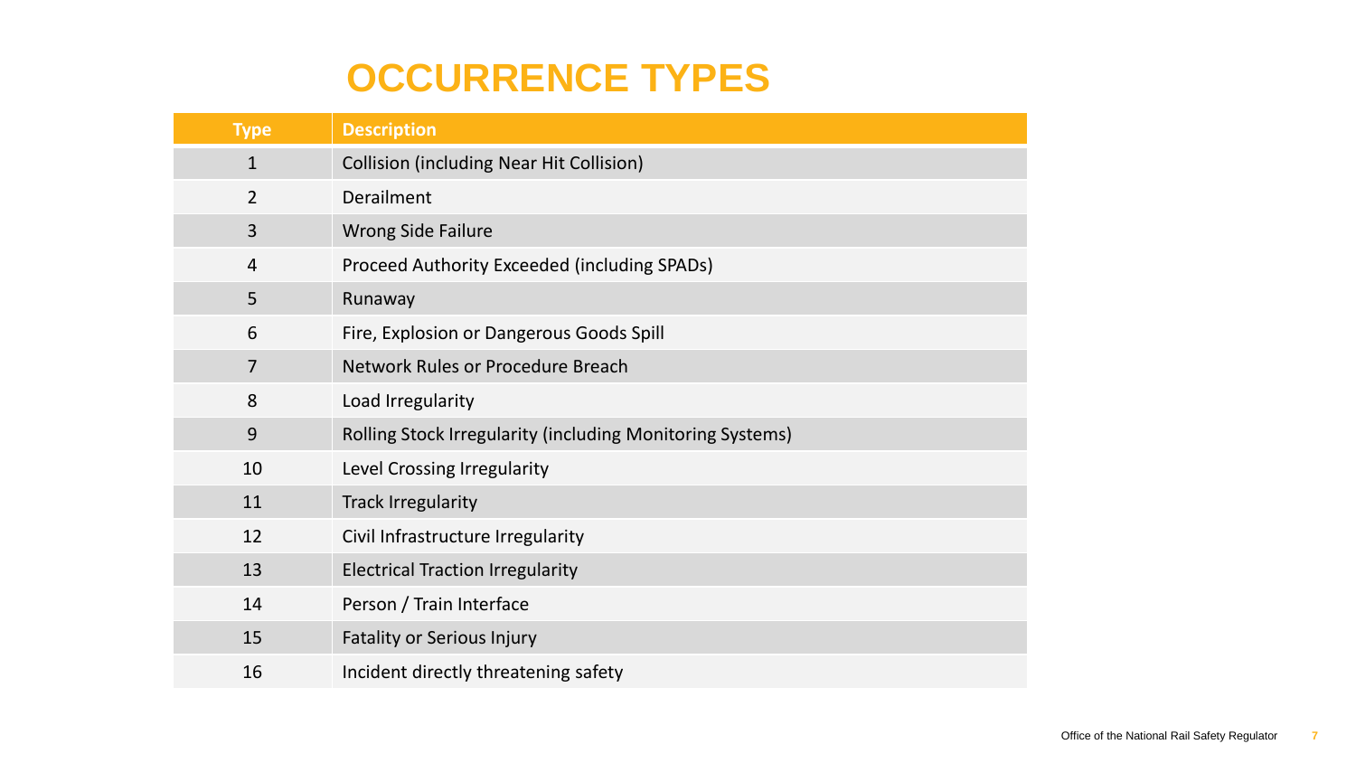# OCCURRENCE TYPES

| Type | Description |
| --- | --- |
| 1 | Collision (including Near Hit Collision) |
| 2 | Derailment |
| 3 | Wrong Side Failure |
| 4 | Proceed Authority Exceeded (including SPADs) |
| 5 | Runaway |
| 6 | Fire, Explosion or Dangerous Goods Spill |
| 7 | Network Rules or Procedure Breach |
| 8 | Load Irregularity |
| 9 | Rolling Stock Irregularity (including Monitoring Systems) |
| 10 | Level Crossing Irregularity |
| 11 | Track Irregularity |
| 12 | Civil Infrastructure Irregularity |
| 13 | Electrical Traction Irregularity |
| 14 | Person / Train Interface |
| 15 | Fatality or Serious Injury |
| 16 | Incident directly threatening safety |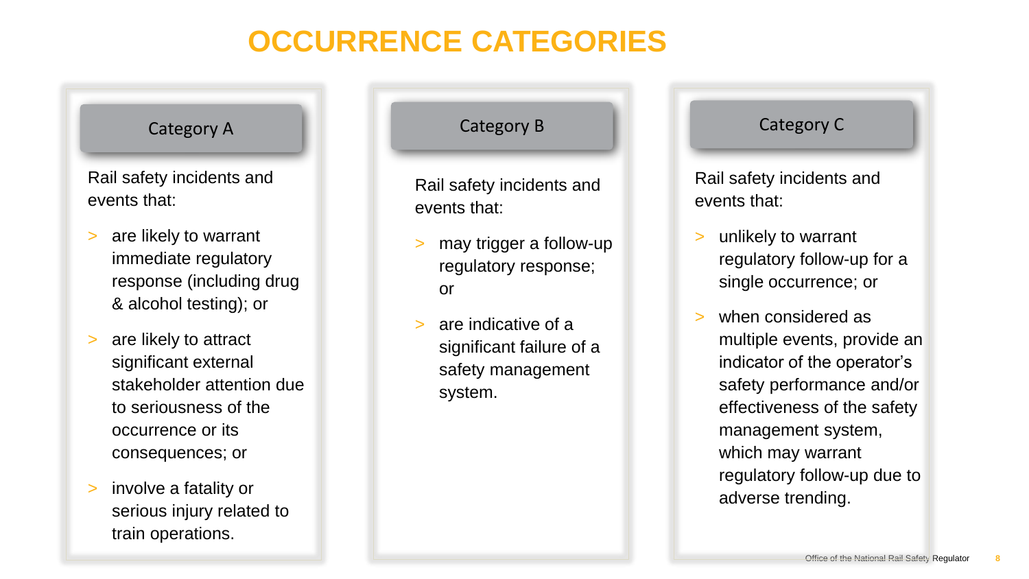# OCCURRENCE CATEGORIES

## Category A

Rail safety incidents and events that:

- are likely to warrant immediate regulatory response (including drug & alcohol testing); or
- are likely to attract significant external stakeholder attention due to seriousness of the occurrence or its consequences; or
- involve a fatality or serious injury related to train operations.

## Category B

Rail safety incidents and events that:

- may trigger a follow-up regulatory response; or
- are indicative of a significant failure of a safety management system.

## Category C

Rail safety incidents and events that:

- unlikely to warrant regulatory follow-up for a single occurrence; or
- when considered as multiple events, provide an indicator of the operator's safety performance and/or effectiveness of the safety management system, which may warrant regulatory follow-up due to adverse trending.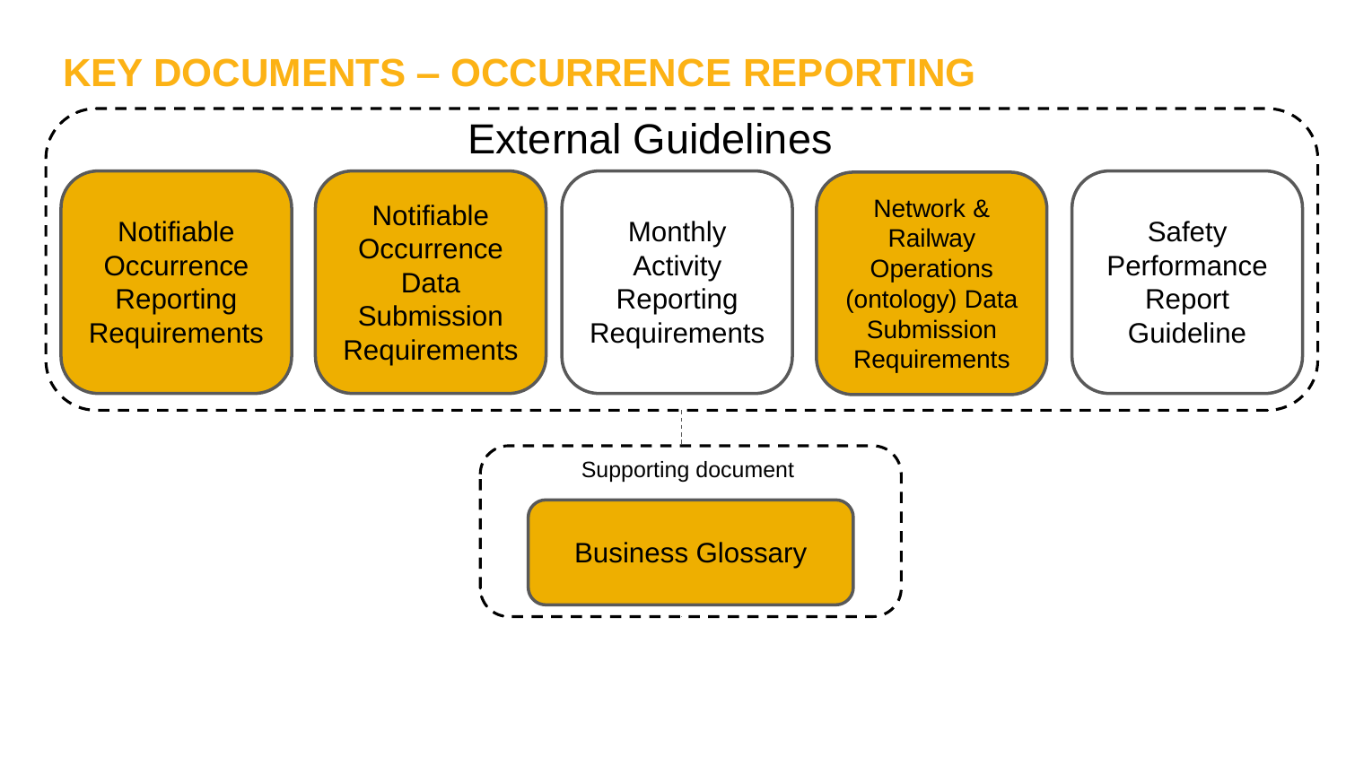# KEY DOCUMENTS – OCCURRENCE REPORTING

## External Guidelines

- Notifiable Occurrence Reporting Requirements
- Notifiable Occurrence Data Submission Requirements
- Monthly Activity Reporting Requirements
- Network & Railway Operations (ontology) Data Submission Requirements
- Safety Performance Report Guideline

### Supporting document

- Business Glossary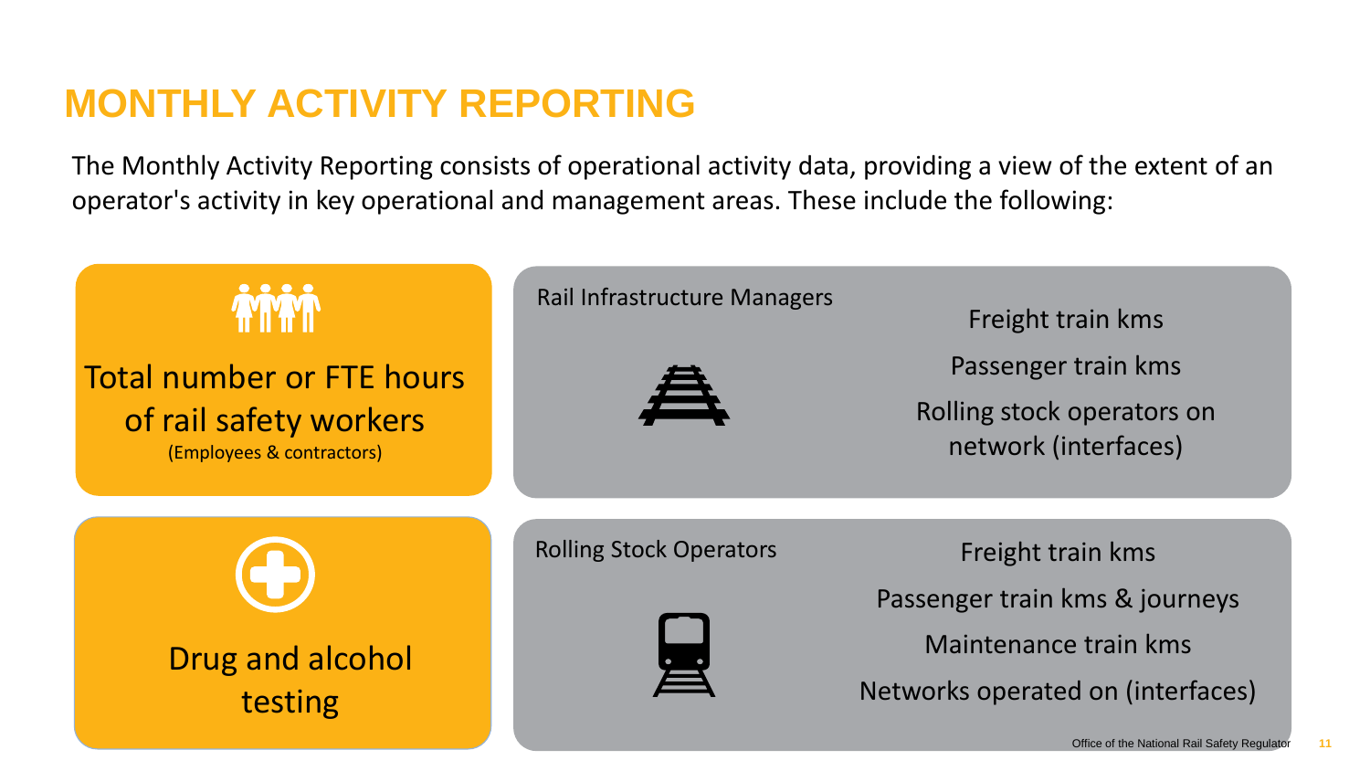# MONTHLY ACTIVITY REPORTING

The Monthly Activity Reporting consists of operational activity data, providing a view of the extent of an operator's activity in key operational and management areas. These include the following:

**Total number or FTE hours of rail safety workers**
(Employees & contractors)

**Drug and alcohol testing**

**Rail Infrastructure Managers**

- Freight train kms
- Passenger train kms
- Rolling stock operators on network (interfaces)

**Rolling Stock Operators**

- Freight train kms
- Passenger train kms & journeys
- Maintenance train kms
- Networks operated on (interfaces)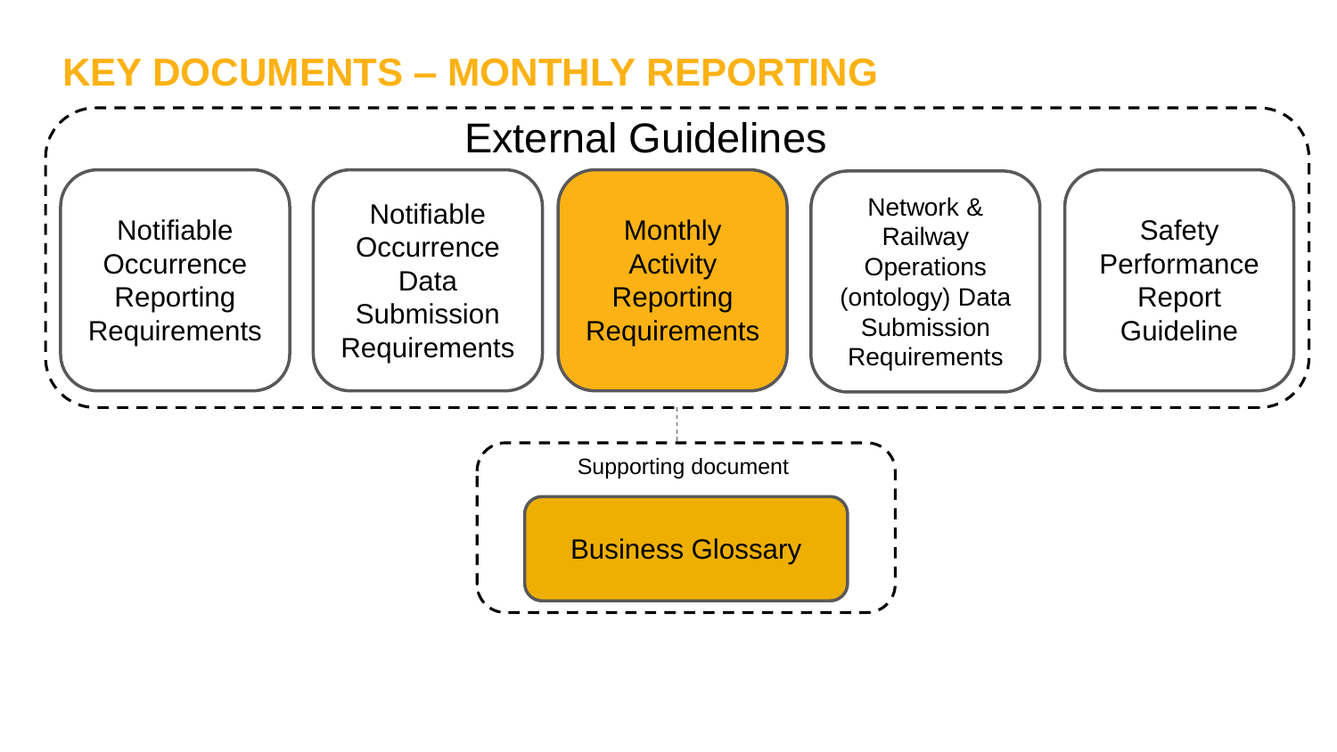# KEY DOCUMENTS – MONTHLY REPORTING

## External Guidelines

- Notifiable Occurrence Reporting Requirements
- Notifiable Occurrence Data Submission Requirements
- Monthly Activity Reporting Requirements
- Network & Railway Operations (ontology) Data Submission Requirements
- Safety Performance Report Guideline

Supporting document

- Business Glossary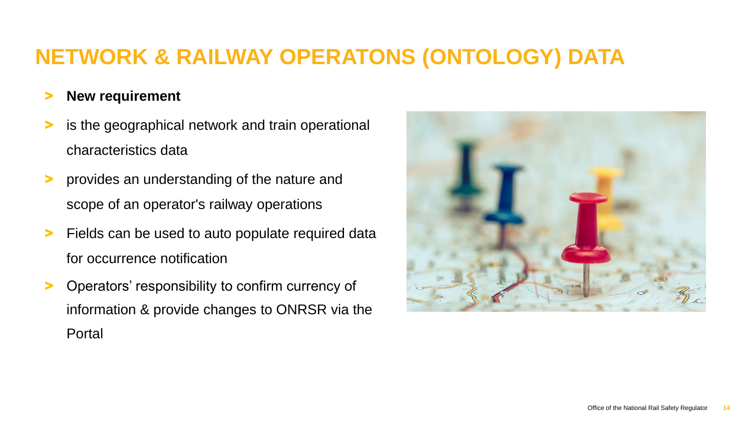# NETWORK & RAILWAY OPERATONS (ONTOLOGY) DATA

- **New requirement**
- is the geographical network and train operational characteristics data
- provides an understanding of the nature and scope of an operator's railway operations
- Fields can be used to auto populate required data for occurrence notification
- Operators' responsibility to confirm currency of information & provide changes to ONRSR via the Portal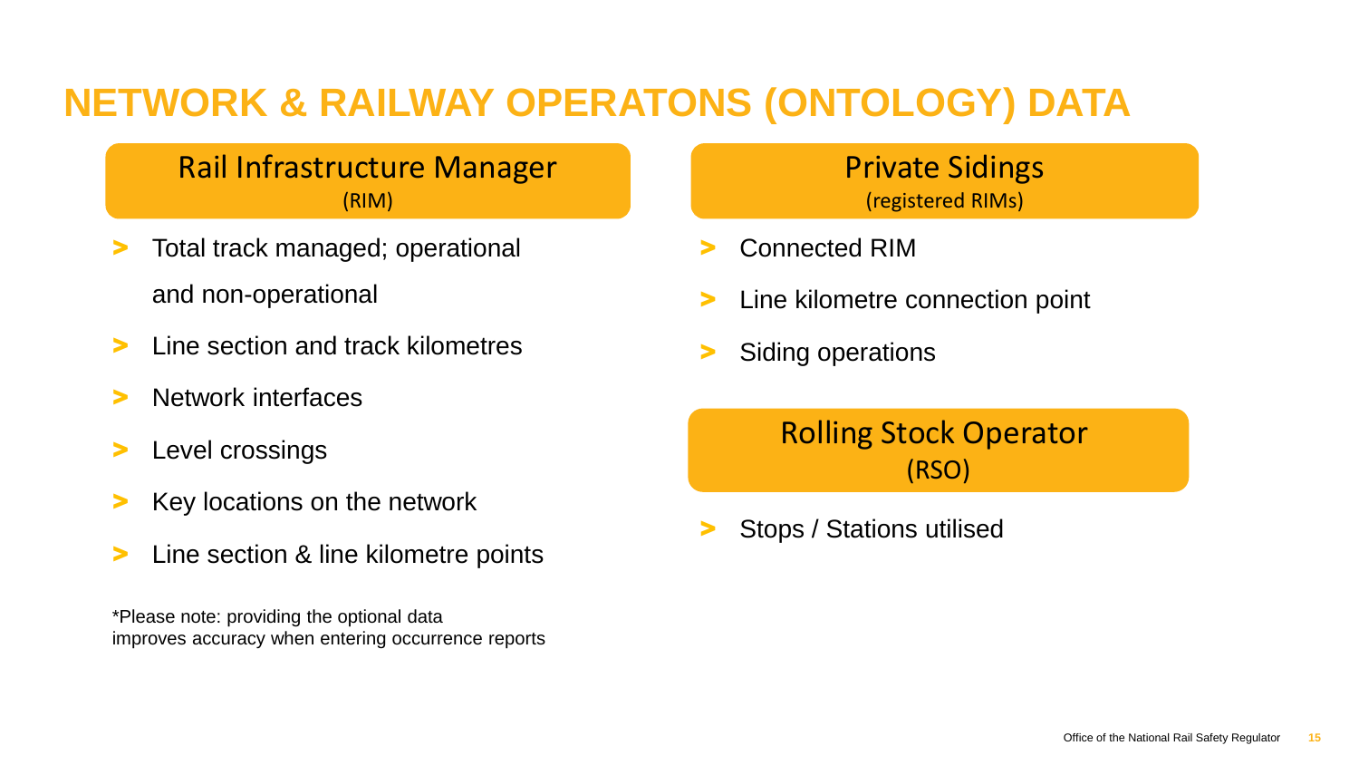# NETWORK & RAILWAY OPERATONS (ONTOLOGY) DATA

## Rail Infrastructure Manager
(RIM)

- Total track managed; operational and non-operational
- Line section and track kilometres
- Network interfaces
- Level crossings
- Key locations on the network
- Line section & line kilometre points

*Please note: providing the optional data improves accuracy when entering occurrence reports

## Private Sidings
(registered RIMs)

- Connected RIM
- Line kilometre connection point
- Siding operations

## Rolling Stock Operator
(RSO)

- Stops / Stations utilised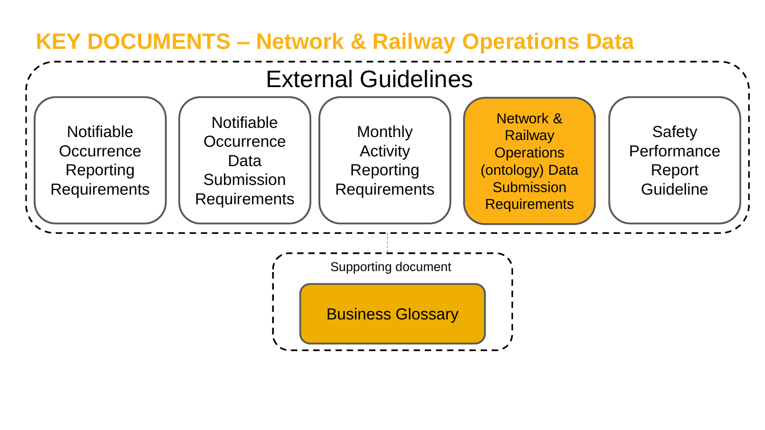# KEY DOCUMENTS – Network & Railway Operations Data

## External Guidelines

- Notifiable Occurrence Reporting Requirements
- Notifiable Occurrence Data Submission Requirements
- Monthly Activity Reporting Requirements
- **Network & Railway Operations (ontology) Data Submission Requirements**
- Safety Performance Report Guideline

### Supporting document

- **Business Glossary**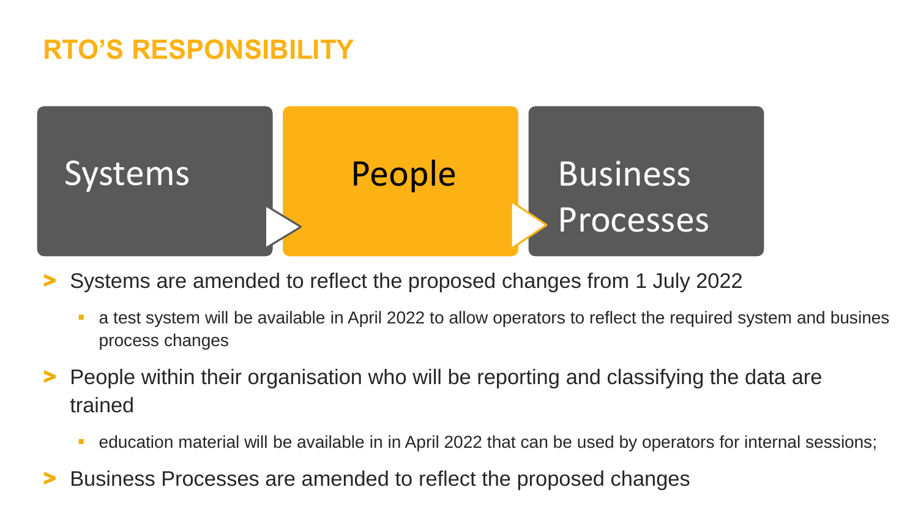# RTO'S RESPONSIBILITY

Systems → People → Business Processes

- Systems are amended to reflect the proposed changes from 1 July 2022
  - a test system will be available in April 2022 to allow operators to reflect the required system and busines process changes
- People within their organisation who will be reporting and classifying the data are trained
  - education material will be available in in April 2022 that can be used by operators for internal sessions;
- Business Processes are amended to reflect the proposed changes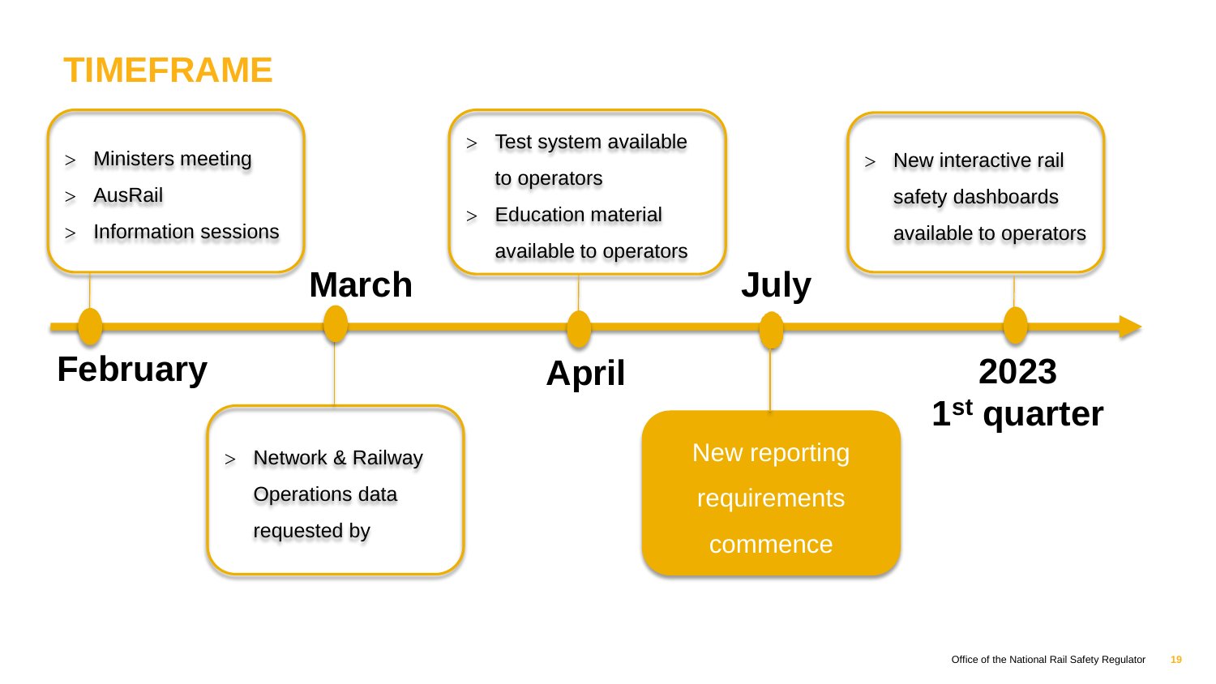# TIMEFRAME

**February**

- Ministers meeting
- AusRail
- Information sessions

**March**

- Network & Railway Operations data requested by

**April**

- Test system available to operators
- Education material available to operators

**July**

New reporting requirements commence

**2023 1st quarter**

- New interactive rail safety dashboards available to operators

Office of the National Rail Safety Regulator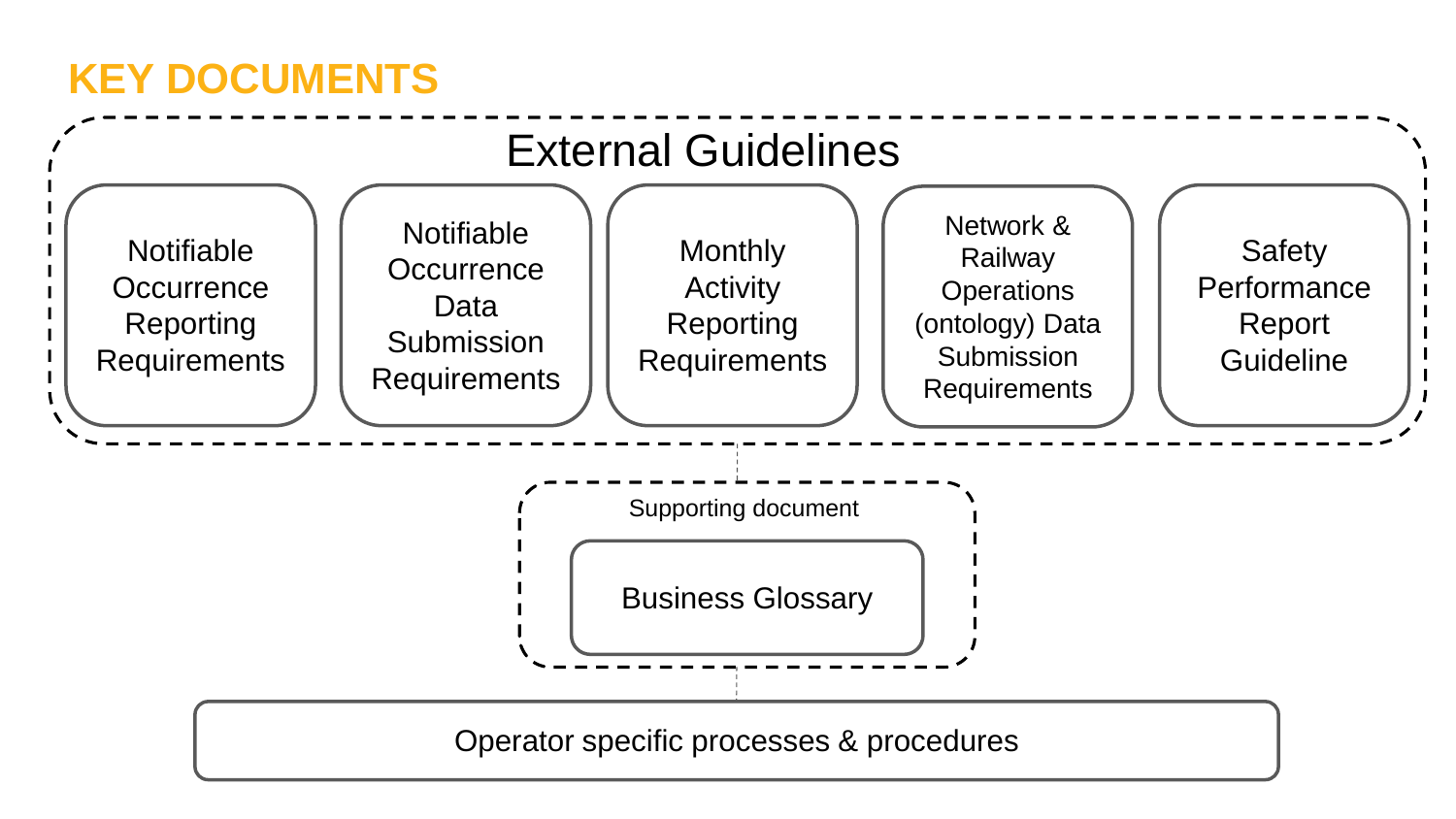# KEY DOCUMENTS

## External Guidelines

- Notifiable Occurrence Reporting Requirements
- Notifiable Occurrence Data Submission Requirements
- Monthly Activity Reporting Requirements
- Network & Railway Operations (ontology) Data Submission Requirements
- Safety Performance Report Guideline

### Supporting document

- Business Glossary

Operator specific processes & procedures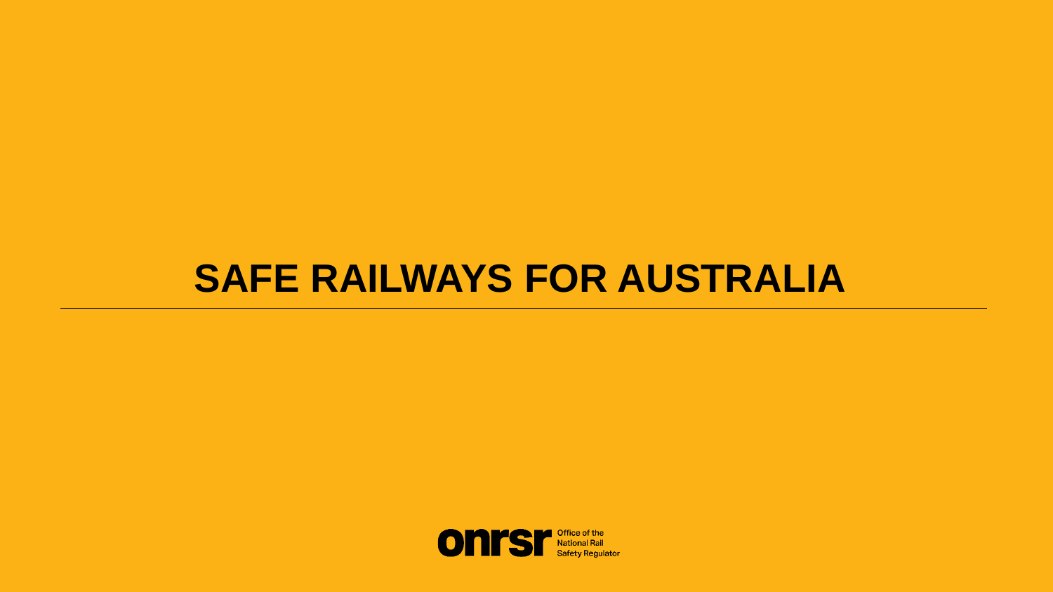# SAFE RAILWAYS FOR AUSTRALIA

onrsr Office of the National Rail Safety Regulator